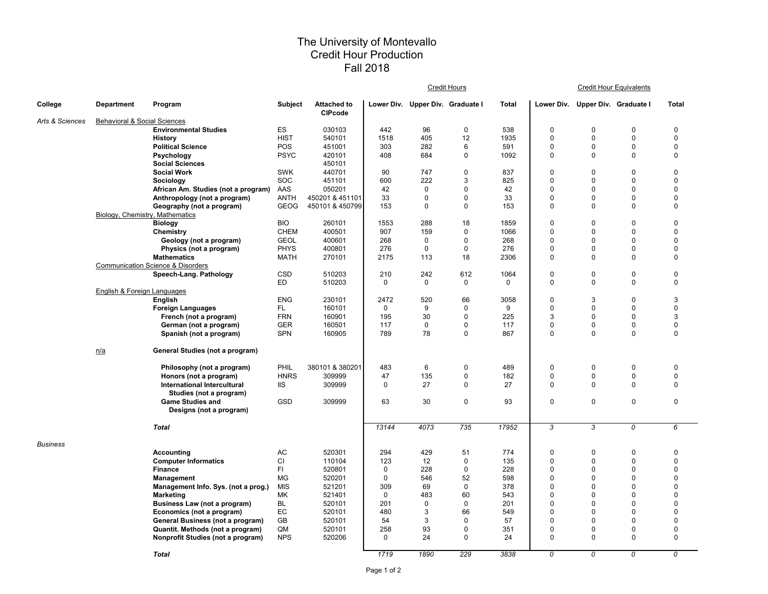# The University of Montevallo
## Credit Hour Production
## Fall 2018

| College | Department | Program | Subject | Attached to CIPcode | Credit Hours: Lower Div. | Credit Hours: Upper Div. | Credit Hours: Graduate I | Credit Hours: Total | Credit Hour Equivalents: Lower Div. | Credit Hour Equivalents: Upper Div. | Credit Hour Equivalents: Graduate I | Credit Hour Equivalents: Total |
|---|---|---|---|---|---|---|---|---|---|---|---|---|
| *Arts & Sciences* | Behavioral & Social Sciences | | | | | | | | | | | |
| | | **Environmental Studies** | ES | 030103 | 442 | 96 | 0 | 538 | 0 | 0 | 0 | 0 |
| | | **History** | HIST | 540101 | 1518 | 405 | 12 | 1935 | 0 | 0 | 0 | 0 |
| | | **Political Science** | POS | 451001 | 303 | 282 | 6 | 591 | 0 | 0 | 0 | 0 |
| | | **Psychology** | PSYC | 420101 | 408 | 684 | 0 | 1092 | 0 | 0 | 0 | 0 |
| | | **Social Sciences** | | 450101 | | | | | | | | |
| | | **Social Work** | SWK | 440701 | 90 | 747 | 0 | 837 | 0 | 0 | 0 | 0 |
| | | **Sociology** | SOC | 451101 | 600 | 222 | 3 | 825 | 0 | 0 | 0 | 0 |
| | | **African Am. Studies (not a program)** | AAS | 050201 | 42 | 0 | 0 | 42 | 0 | 0 | 0 | 0 |
| | | **Anthropology (not a program)** | ANTH | 450201 & 451101 | 33 | 0 | 0 | 33 | 0 | 0 | 0 | 0 |
| | | **Geography (not a program)** | GEOG | 450101 & 450799 | 153 | 0 | 0 | 153 | 0 | 0 | 0 | 0 |
| | Biology, Chemistry, Mathematics | | | | | | | | | | | |
| | | **Biology** | BIO | 260101 | 1553 | 288 | 18 | 1859 | 0 | 0 | 0 | 0 |
| | | **Chemistry** | CHEM | 400501 | 907 | 159 | 0 | 1066 | 0 | 0 | 0 | 0 |
| | | **Geology (not a program)** | GEOL | 400601 | 268 | 0 | 0 | 268 | 0 | 0 | 0 | 0 |
| | | **Physics (not a program)** | PHYS | 400801 | 276 | 0 | 0 | 276 | 0 | 0 | 0 | 0 |
| | | **Mathematics** | MATH | 270101 | 2175 | 113 | 18 | 2306 | 0 | 0 | 0 | 0 |
| | Communication Science & Disorders | | | | | | | | | | | |
| | | **Speech-Lang. Pathology** | CSD | 510203 | 210 | 242 | 612 | 1064 | 0 | 0 | 0 | 0 |
| | | | ED | 510203 | 0 | 0 | 0 | 0 | 0 | 0 | 0 | 0 |
| | English & Foreign Languages | | | | | | | | | | | |
| | | **English** | ENG | 230101 | 2472 | 520 | 66 | 3058 | 0 | 3 | 0 | 3 |
| | | **Foreign Languages** | FL | 160101 | 0 | 9 | 0 | 9 | 0 | 0 | 0 | 0 |
| | | **French (not a program)** | FRN | 160901 | 195 | 30 | 0 | 225 | 3 | 0 | 0 | 3 |
| | | **German (not a program)** | GER | 160501 | 117 | 0 | 0 | 117 | 0 | 0 | 0 | 0 |
| | | **Spanish (not a program)** | SPN | 160905 | 789 | 78 | 0 | 867 | 0 | 0 | 0 | 0 |
| | n/a | **General Studies (not a program)** | | | | | | | | | | |
| | | **Philosophy (not a program)** | PHIL | 380101 & 380201 | 483 | 6 | 0 | 489 | 0 | 0 | 0 | 0 |
| | | **Honors (not a program)** | HNRS | 309999 | 47 | 135 | 0 | 182 | 0 | 0 | 0 | 0 |
| | | **International Intercultural Studies (not a program)** | IIS | 309999 | 0 | 27 | 0 | 27 | 0 | 0 | 0 | 0 |
| | | **Game Studies and Designs (not a program)** | GSD | 309999 | 63 | 30 | 0 | 93 | 0 | 0 | 0 | 0 |
| | | ***Total*** | | | *13144* | *4073* | *735* | *17952* | *3* | *3* | *0* | *6* |
| *Business* | | | | | | | | | | | | |
| | | **Accounting** | AC | 520301 | 294 | 429 | 51 | 774 | 0 | 0 | 0 | 0 |
| | | **Computer Informatics** | CI | 110104 | 123 | 12 | 0 | 135 | 0 | 0 | 0 | 0 |
| | | **Finance** | FI | 520801 | 0 | 228 | 0 | 228 | 0 | 0 | 0 | 0 |
| | | **Management** | MG | 520201 | 0 | 546 | 52 | 598 | 0 | 0 | 0 | 0 |
| | | **Management Info. Sys. (not a prog.)** | MIS | 521201 | 309 | 69 | 0 | 378 | 0 | 0 | 0 | 0 |
| | | **Marketing** | MK | 521401 | 0 | 483 | 60 | 543 | 0 | 0 | 0 | 0 |
| | | **Business Law (not a program)** | BL | 520101 | 201 | 0 | 0 | 201 | 0 | 0 | 0 | 0 |
| | | **Economics (not a program)** | EC | 520101 | 480 | 3 | 66 | 549 | 0 | 0 | 0 | 0 |
| | | **General Business (not a program)** | GB | 520101 | 54 | 3 | 0 | 57 | 0 | 0 | 0 | 0 |
| | | **Quantit. Methods (not a program)** | QM | 520101 | 258 | 93 | 0 | 351 | 0 | 0 | 0 | 0 |
| | | **Nonprofit Studies (not a program)** | NPS | 520206 | 0 | 24 | 0 | 24 | 0 | 0 | 0 | 0 |
| | | ***Total*** | | | *1719* | *1890* | *229* | *3838* | *0* | *0* | *0* | *0* |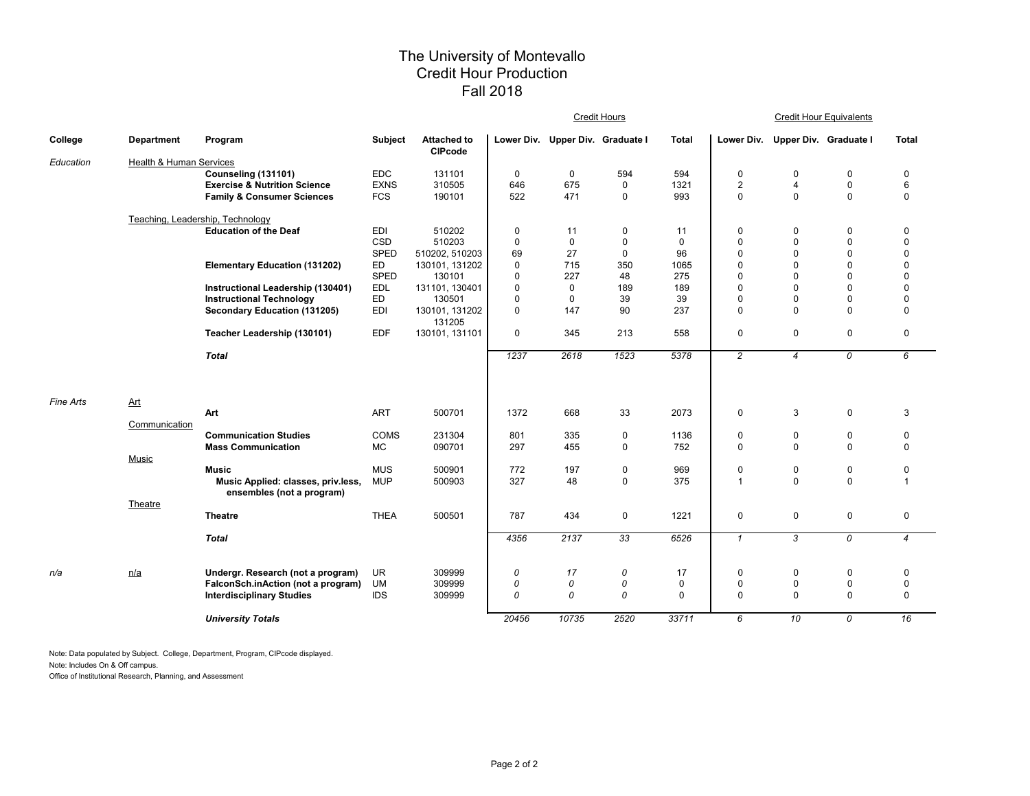# The University of Montevallo
## Credit Hour Production
## Fall 2018

| College | Department | Program | Subject | Attached to CIPcode | Credit Hours | | | | Credit Hour Equivalents | | | |
|---|---|---|---|---|---|---|---|---|---|---|---|---|
| | | | | | Lower Div. | Upper Div. | Graduate I | Total | Lower Div. | Upper Div. | Graduate I | Total |
| *Education* | Health & Human Services | | | | | | | | | | | |
| | | **Counseling (131101)** | EDC | 131101 | 0 | 0 | 594 | 594 | 0 | 0 | 0 | 0 |
| | | **Exercise & Nutrition Science** | EXNS | 310505 | 646 | 675 | 0 | 1321 | 2 | 4 | 0 | 6 |
| | | **Family & Consumer Sciences** | FCS | 190101 | 522 | 471 | 0 | 993 | 0 | 0 | 0 | 0 |
| | Teaching, Leadership, Technology | | | | | | | | | | | |
| | | **Education of the Deaf** | EDI | 510202 | 0 | 11 | 0 | 11 | 0 | 0 | 0 | 0 |
| | | | CSD | 510203 | 0 | 0 | 0 | 0 | 0 | 0 | 0 | 0 |
| | | | SPED | 510202, 510203 | 69 | 27 | 0 | 96 | 0 | 0 | 0 | 0 |
| | | **Elementary Education (131202)** | ED | 130101, 131202 | 0 | 715 | 350 | 1065 | 0 | 0 | 0 | 0 |
| | | | SPED | 130101 | 0 | 227 | 48 | 275 | 0 | 0 | 0 | 0 |
| | | **Instructional Leadership (130401)** | EDL | 131101, 130401 | 0 | 0 | 189 | 189 | 0 | 0 | 0 | 0 |
| | | **Instructional Technology** | ED | 130501 | 0 | 0 | 39 | 39 | 0 | 0 | 0 | 0 |
| | | **Secondary Education (131205)** | EDI | 130101, 131202 131205 | 0 | 147 | 90 | 237 | 0 | 0 | 0 | 0 |
| | | **Teacher Leadership (130101)** | EDF | 130101, 131101 | 0 | 345 | 213 | 558 | 0 | 0 | 0 | 0 |
| | | ***Total*** | | | *1237* | *2618* | *1523* | *5378* | *2* | *4* | *0* | *6* |
| *Fine Arts* | Art | | | | | | | | | | | |
| | | **Art** | ART | 500701 | 1372 | 668 | 33 | 2073 | 0 | 3 | 0 | 3 |
| | Communication | | | | | | | | | | | |
| | | **Communication Studies** | COMS | 231304 | 801 | 335 | 0 | 1136 | 0 | 0 | 0 | 0 |
| | | **Mass Communication** | MC | 090701 | 297 | 455 | 0 | 752 | 0 | 0 | 0 | 0 |
| | Music | | | | | | | | | | | |
| | | **Music** | MUS | 500901 | 772 | 197 | 0 | 969 | 0 | 0 | 0 | 0 |
| | | **Music Applied: classes, priv.less, ensembles (not a program)** | MUP | 500903 | 327 | 48 | 0 | 375 | 1 | 0 | 0 | 1 |
| | Theatre | | | | | | | | | | | |
| | | **Theatre** | THEA | 500501 | 787 | 434 | 0 | 1221 | 0 | 0 | 0 | 0 |
| | | ***Total*** | | | *4356* | *2137* | *33* | *6526* | *1* | *3* | *0* | *4* |
| *n/a* | n/a | **Undergr. Research (not a program)** | UR | 309999 | *0* | *17* | *0* | 17 | 0 | 0 | 0 | 0 |
| | | **FalconSch.inAction (not a program)** | UM | 309999 | *0* | *0* | *0* | 0 | 0 | 0 | 0 | 0 |
| | | **Interdisciplinary Studies** | IDS | 309999 | *0* | *0* | *0* | 0 | 0 | 0 | 0 | 0 |
| | | ***University Totals*** | | | *20456* | *10735* | *2520* | *33711* | *6* | *10* | *0* | *16* |

Note: Data populated by Subject. College, Department, Program, CIPcode displayed.

Note: Includes On & Off campus.

Office of Institutional Research, Planning, and Assessment